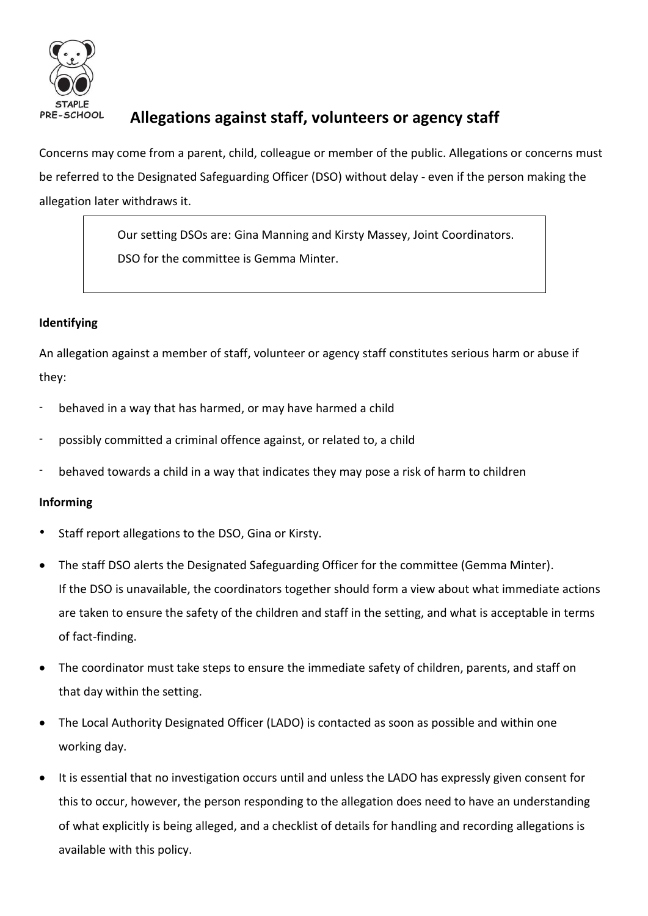STAPLE PRE-SCHOOL

# Allegations against staff, volunteers or agency staff

Concerns may come from a parent, child, colleague or member of the public. Allegations or concerns must be referred to the Designated Safeguarding Officer (DSO) without delay - even if the person making the allegation later withdraws it.

> Our setting DSOs are: Gina Manning and Kirsty Massey, Joint Coordinators.
> DSO for the committee is Gemma Minter.

**Identifying**

An allegation against a member of staff, volunteer or agency staff constitutes serious harm or abuse if they:

- behaved in a way that has harmed, or may have harmed a child
- possibly committed a criminal offence against, or related to, a child
- behaved towards a child in a way that indicates they may pose a risk of harm to children

**Informing**

- Staff report allegations to the DSO, Gina or Kirsty.
- The staff DSO alerts the Designated Safeguarding Officer for the committee (Gemma Minter).
  If the DSO is unavailable, the coordinators together should form a view about what immediate actions are taken to ensure the safety of the children and staff in the setting, and what is acceptable in terms of fact-finding.
- The coordinator must take steps to ensure the immediate safety of children, parents, and staff on that day within the setting.
- The Local Authority Designated Officer (LADO) is contacted as soon as possible and within one working day.
- It is essential that no investigation occurs until and unless the LADO has expressly given consent for this to occur, however, the person responding to the allegation does need to have an understanding of what explicitly is being alleged, and a checklist of details for handling and recording allegations is available with this policy.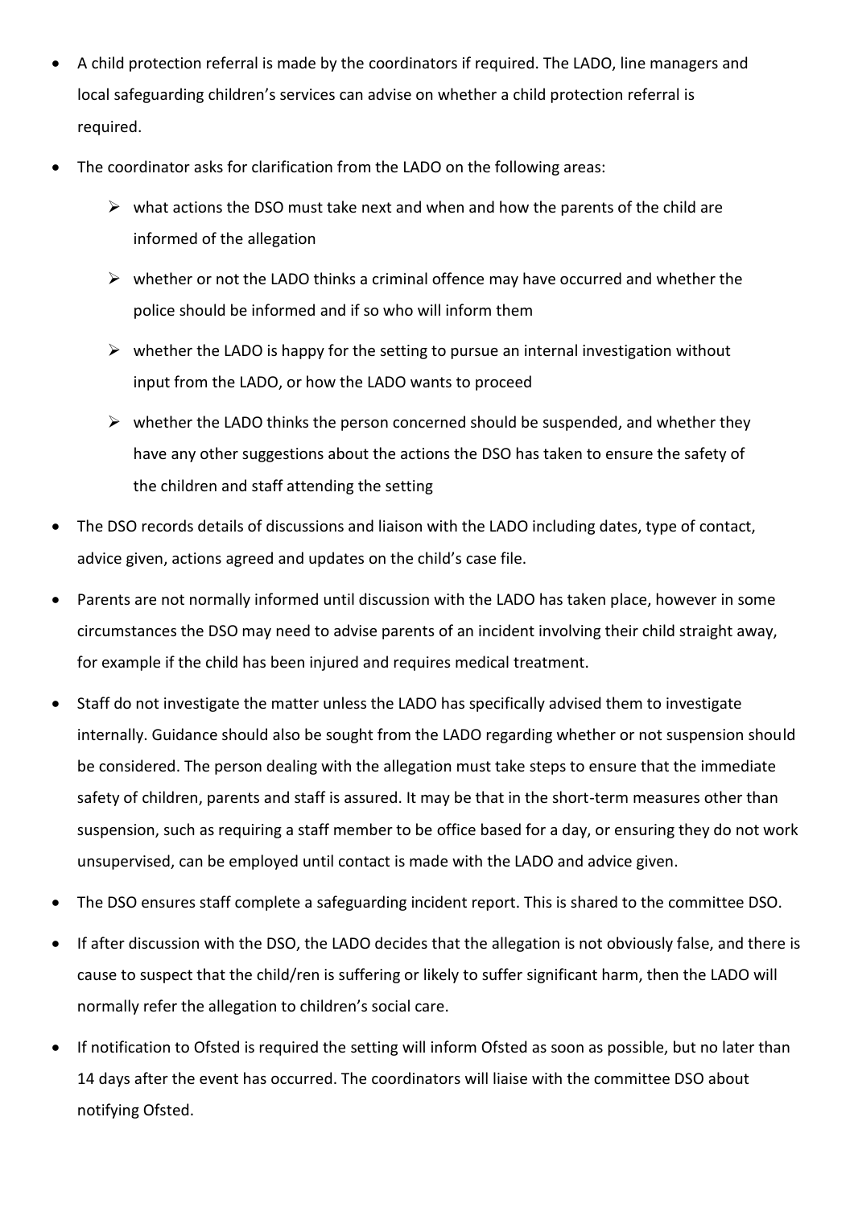- A child protection referral is made by the coordinators if required. The LADO, line managers and local safeguarding children's services can advise on whether a child protection referral is required.
- The coordinator asks for clarification from the LADO on the following areas:
  - what actions the DSO must take next and when and how the parents of the child are informed of the allegation
  - whether or not the LADO thinks a criminal offence may have occurred and whether the police should be informed and if so who will inform them
  - whether the LADO is happy for the setting to pursue an internal investigation without input from the LADO, or how the LADO wants to proceed
  - whether the LADO thinks the person concerned should be suspended, and whether they have any other suggestions about the actions the DSO has taken to ensure the safety of the children and staff attending the setting
- The DSO records details of discussions and liaison with the LADO including dates, type of contact, advice given, actions agreed and updates on the child's case file.
- Parents are not normally informed until discussion with the LADO has taken place, however in some circumstances the DSO may need to advise parents of an incident involving their child straight away, for example if the child has been injured and requires medical treatment.
- Staff do not investigate the matter unless the LADO has specifically advised them to investigate internally. Guidance should also be sought from the LADO regarding whether or not suspension should be considered. The person dealing with the allegation must take steps to ensure that the immediate safety of children, parents and staff is assured. It may be that in the short-term measures other than suspension, such as requiring a staff member to be office based for a day, or ensuring they do not work unsupervised, can be employed until contact is made with the LADO and advice given.
- The DSO ensures staff complete a safeguarding incident report. This is shared to the committee DSO.
- If after discussion with the DSO, the LADO decides that the allegation is not obviously false, and there is cause to suspect that the child/ren is suffering or likely to suffer significant harm, then the LADO will normally refer the allegation to children's social care.
- If notification to Ofsted is required the setting will inform Ofsted as soon as possible, but no later than 14 days after the event has occurred. The coordinators will liaise with the committee DSO about notifying Ofsted.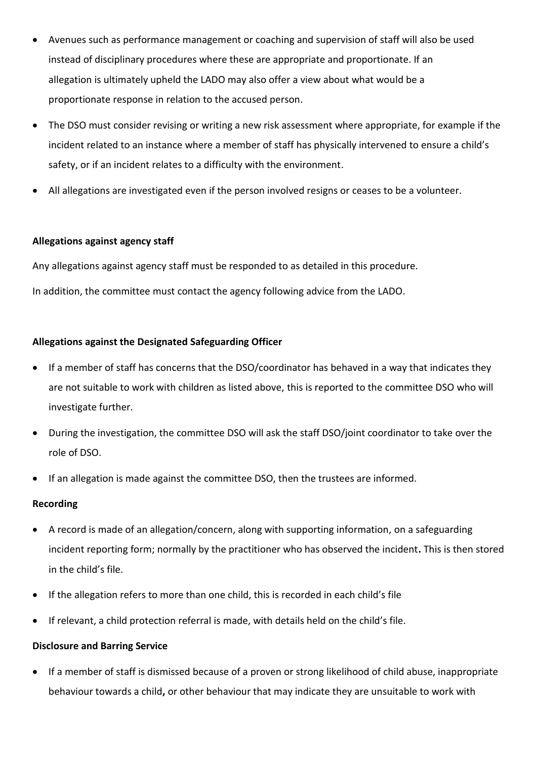- Avenues such as performance management or coaching and supervision of staff will also be used instead of disciplinary procedures where these are appropriate and proportionate. If an allegation is ultimately upheld the LADO may also offer a view about what would be a proportionate response in relation to the accused person.
- The DSO must consider revising or writing a new risk assessment where appropriate, for example if the incident related to an instance where a member of staff has physically intervened to ensure a child's safety, or if an incident relates to a difficulty with the environment.
- All allegations are investigated even if the person involved resigns or ceases to be a volunteer.

**Allegations against agency staff**

Any allegations against agency staff must be responded to as detailed in this procedure.

In addition, the committee must contact the agency following advice from the LADO.

**Allegations against the Designated Safeguarding Officer**

- If a member of staff has concerns that the DSO/coordinator has behaved in a way that indicates they are not suitable to work with children as listed above, this is reported to the committee DSO who will investigate further.
- During the investigation, the committee DSO will ask the staff DSO/joint coordinator to take over the role of DSO.
- If an allegation is made against the committee DSO, then the trustees are informed.

**Recording**

- A record is made of an allegation/concern, along with supporting information, on a safeguarding incident reporting form; normally by the practitioner who has observed the incident**.** This is then stored in the child's file.
- If the allegation refers to more than one child, this is recorded in each child's file
- If relevant, a child protection referral is made, with details held on the child's file.

**Disclosure and Barring Service**

- If a member of staff is dismissed because of a proven or strong likelihood of child abuse, inappropriate behaviour towards a child**,** or other behaviour that may indicate they are unsuitable to work with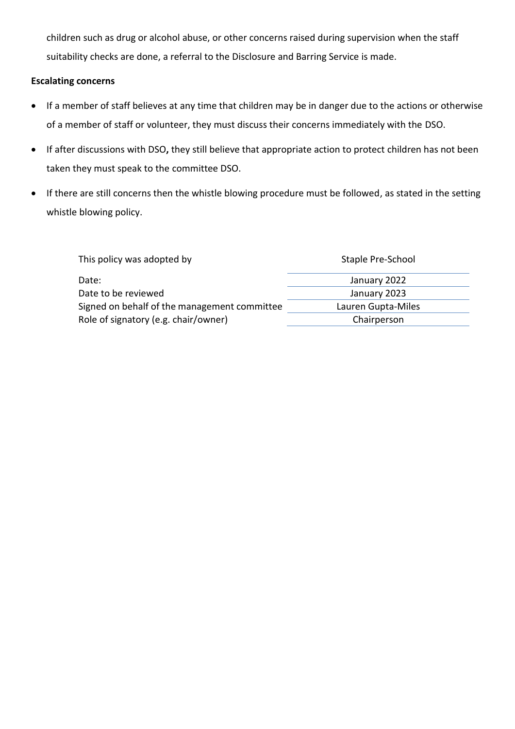children such as drug or alcohol abuse, or other concerns raised during supervision when the staff suitability checks are done, a referral to the Disclosure and Barring Service is made.

**Escalating concerns**

- If a member of staff believes at any time that children may be in danger due to the actions or otherwise of a member of staff or volunteer, they must discuss their concerns immediately with the DSO.
- If after discussions with DSO**,** they still believe that appropriate action to protect children has not been taken they must speak to the committee DSO.
- If there are still concerns then the whistle blowing procedure must be followed, as stated in the setting whistle blowing policy.

| | |
|---|---|
| This policy was adopted by | Staple Pre-School |
| Date: | January 2022 |
| Date to be reviewed | January 2023 |
| Signed on behalf of the management committee | Lauren Gupta-Miles |
| Role of signatory (e.g. chair/owner) | Chairperson |